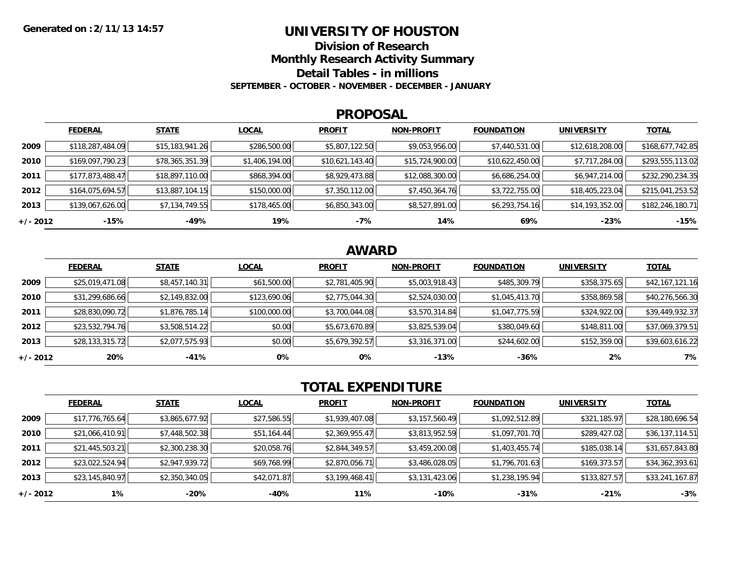Generated on :2/11/13 14:57

# UNIVERSITY OF HOUSTON

## Division of Research

## Monthly Research Activity Summary

## Detail Tables - in millions

**SEPTEMBER - OCTOBER - NOVEMBER - DECEMBER - JANUARY**

## PROPOSAL

| | FEDERAL | STATE | LOCAL | PROFIT | NON-PROFIT | FOUNDATION | UNIVERSITY | TOTAL |
|---|---|---|---|---|---|---|---|---|
| 2009 | $118,287,484.09 | $15,183,941.26 | $286,500.00 | $5,807,122.50 | $9,053,956.00 | $7,440,531.00 | $12,618,208.00 | $168,677,742.85 |
| 2010 | $169,097,790.23 | $78,365,351.39 | $1,406,194.00 | $10,621,143.40 | $15,724,900.00 | $10,622,450.00 | $7,717,284.00 | $293,555,113.02 |
| 2011 | $177,873,488.47 | $18,897,110.00 | $868,394.00 | $8,929,473.88 | $12,088,300.00 | $6,686,254.00 | $6,947,214.00 | $232,290,234.35 |
| 2012 | $164,075,694.57 | $13,887,104.15 | $150,000.00 | $7,350,112.00 | $7,450,364.76 | $3,722,755.00 | $18,405,223.04 | $215,041,253.52 |
| 2013 | $139,067,626.00 | $7,134,749.55 | $178,465.00 | $6,850,343.00 | $8,527,891.00 | $6,293,754.16 | $14,193,352.00 | $182,246,180.71 |
| +/- 2012 | -15% | -49% | 19% | -7% | 14% | 69% | -23% | -15% |

## AWARD

| | FEDERAL | STATE | LOCAL | PROFIT | NON-PROFIT | FOUNDATION | UNIVERSITY | TOTAL |
|---|---|---|---|---|---|---|---|---|
| 2009 | $25,019,471.08 | $8,457,140.31 | $61,500.00 | $2,781,405.90 | $5,003,918.43 | $485,309.79 | $358,375.65 | $42,167,121.16 |
| 2010 | $31,299,686.66 | $2,149,832.00 | $123,690.06 | $2,775,044.30 | $2,524,030.00 | $1,045,413.70 | $358,869.58 | $40,276,566.30 |
| 2011 | $28,830,090.72 | $1,876,785.14 | $100,000.00 | $3,700,044.08 | $3,570,314.84 | $1,047,775.59 | $324,922.00 | $39,449,932.37 |
| 2012 | $23,532,794.76 | $3,508,514.22 | $0.00 | $5,673,670.89 | $3,825,539.04 | $380,049.60 | $148,811.00 | $37,069,379.51 |
| 2013 | $28,133,315.72 | $2,077,575.93 | $0.00 | $5,679,392.57 | $3,316,371.00 | $244,602.00 | $152,359.00 | $39,603,616.22 |
| +/- 2012 | 20% | -41% | 0% | 0% | -13% | -36% | 2% | 7% |

## TOTAL EXPENDITURE

| | FEDERAL | STATE | LOCAL | PROFIT | NON-PROFIT | FOUNDATION | UNIVERSITY | TOTAL |
|---|---|---|---|---|---|---|---|---|
| 2009 | $17,776,765.64 | $3,865,677.92 | $27,586.55 | $1,939,407.08 | $3,157,560.49 | $1,092,512.89 | $321,185.97 | $28,180,696.54 |
| 2010 | $21,066,410.91 | $7,448,502.38 | $51,164.44 | $2,369,955.47 | $3,813,952.59 | $1,097,701.70 | $289,427.02 | $36,137,114.51 |
| 2011 | $21,445,503.21 | $2,300,238.30 | $20,058.76 | $2,844,349.57 | $3,459,200.08 | $1,403,455.74 | $185,038.14 | $31,657,843.80 |
| 2012 | $23,022,524.94 | $2,947,939.72 | $69,768.99 | $2,870,056.71 | $3,486,028.05 | $1,796,701.63 | $169,373.57 | $34,362,393.61 |
| 2013 | $23,145,840.97 | $2,350,340.05 | $42,071.87 | $3,199,468.41 | $3,131,423.06 | $1,238,195.94 | $133,827.57 | $33,241,167.87 |
| +/- 2012 | 1% | -20% | -40% | 11% | -10% | -31% | -21% | -3% |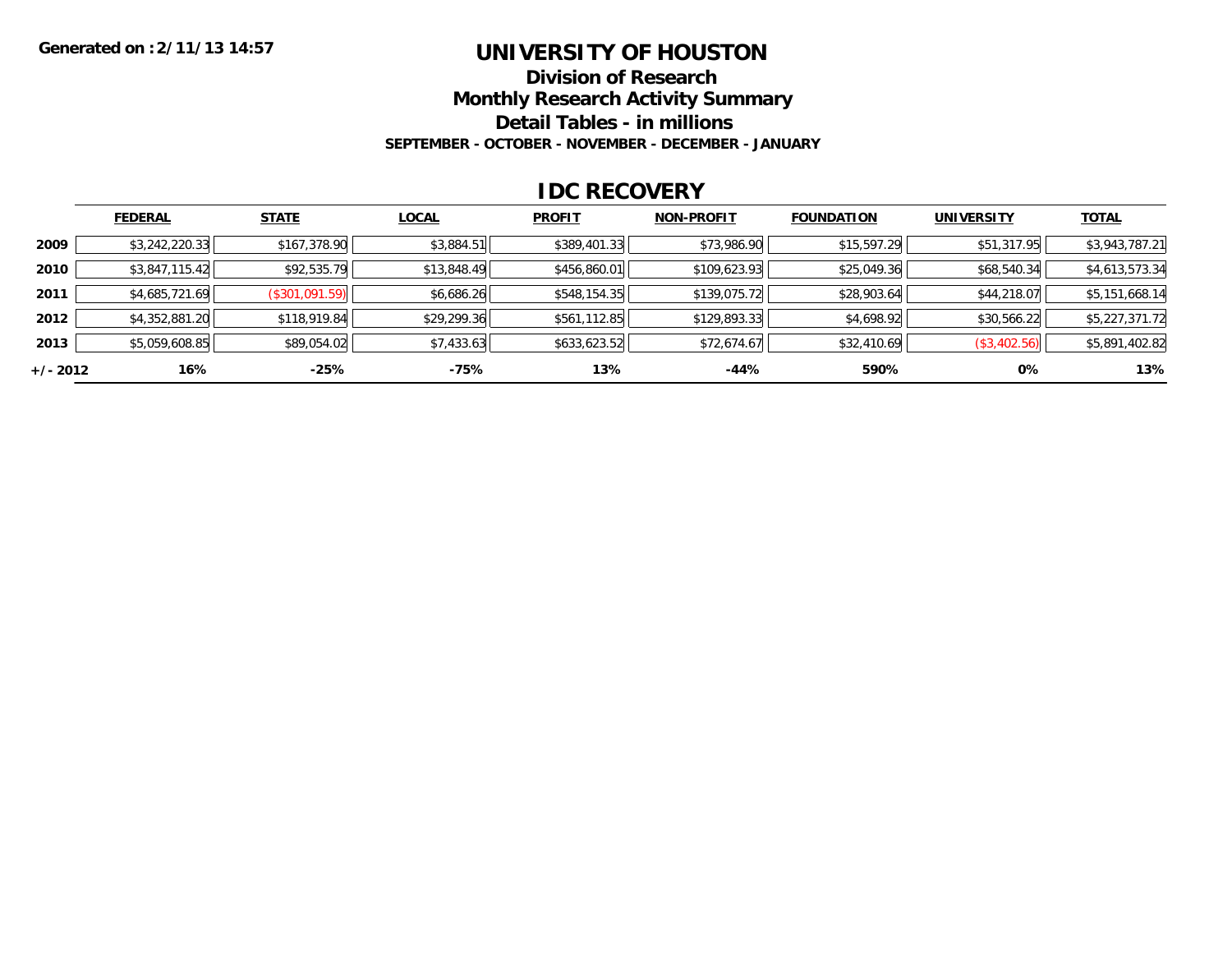Generated on :2/11/13 14:57

# UNIVERSITY OF HOUSTON

## Division of Research

## Monthly Research Activity Summary

## Detail Tables - in millions

### SEPTEMBER - OCTOBER - NOVEMBER - DECEMBER - JANUARY

## IDC RECOVERY

| | FEDERAL | STATE | LOCAL | PROFIT | NON-PROFIT | FOUNDATION | UNIVERSITY | TOTAL |
|---|---|---|---|---|---|---|---|---|
| 2009 | $3,242,220.33 | $167,378.90 | $3,884.51 | $389,401.33 | $73,986.90 | $15,597.29 | $51,317.95 | $3,943,787.21 |
| 2010 | $3,847,115.42 | $92,535.79 | $13,848.49 | $456,860.01 | $109,623.93 | $25,049.36 | $68,540.34 | $4,613,573.34 |
| 2011 | $4,685,721.69 | ($301,091.59) | $6,686.26 | $548,154.35 | $139,075.72 | $28,903.64 | $44,218.07 | $5,151,668.14 |
| 2012 | $4,352,881.20 | $118,919.84 | $29,299.36 | $561,112.85 | $129,893.33 | $4,698.92 | $30,566.22 | $5,227,371.72 |
| 2013 | $5,059,608.85 | $89,054.02 | $7,433.63 | $633,623.52 | $72,674.67 | $32,410.69 | ($3,402.56) | $5,891,402.82 |
| +/- 2012 | 16% | -25% | -75% | 13% | -44% | 590% | 0% | 13% |